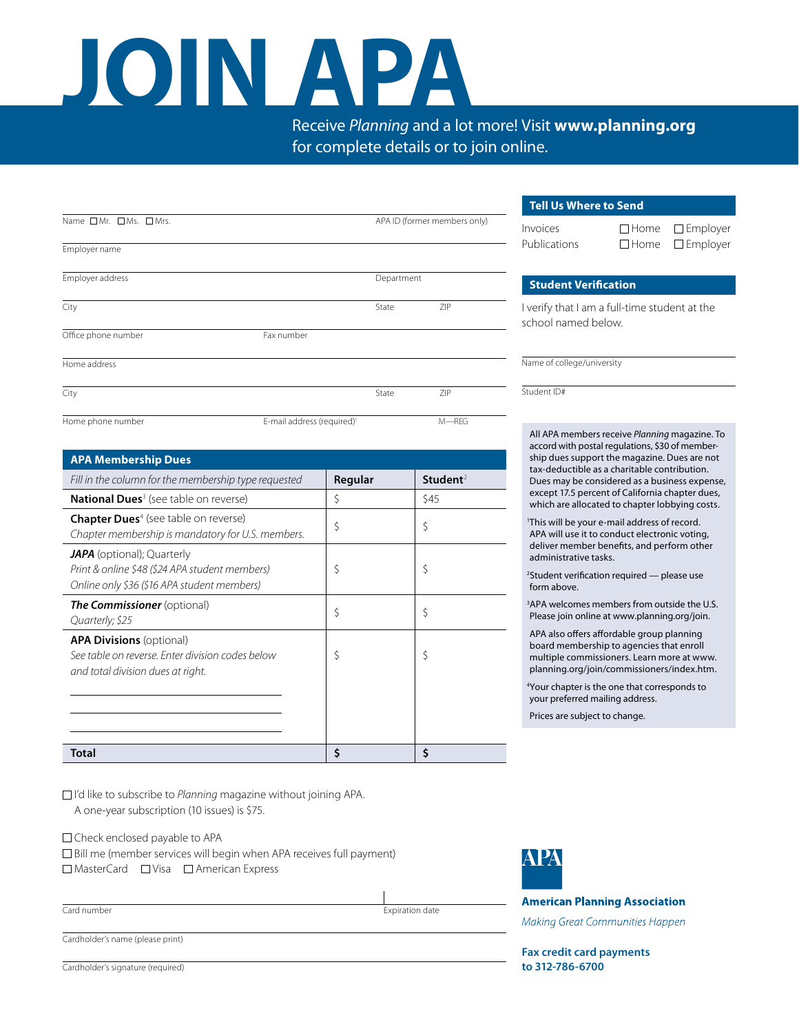# JOIN APA

Receive *Planning* and a lot more! Visit **www.planning.org** for complete details or to join online.

Name ☐ Mr. ☐ Ms. ☐ Mrs. APA ID (former members only)

Employer name

Employer address Department

City State ZIP

Office phone number Fax number

Home address

City State ZIP

Home phone number E-mail address (required)[1] M—REG

## APA Membership Dues

| *Fill in the column for the membership type requested* | Regular | Student[2] |
|---|---|---|
| **National Dues**[3] (see table on reverse) | $ | $45 |
| **Chapter Dues**[4] (see table on reverse) *Chapter membership is mandatory for U.S. members.* | $ | $ |
| ***JAPA*** (optional); Quarterly *Print & online $48 ($24 APA student members)* *Online only $36 ($16 APA student members)* | $ | $ |
| ***The Commissioner*** (optional) *Quarterly; $25* | $ | $ |
| **APA Divisions** (optional) *See table on reverse. Enter division codes below and total division dues at right.* | $ | $ |
| **Total** | **$** | **$** |

☐ I'd like to subscribe to *Planning* magazine without joining APA. A one-year subscription (10 issues) is $75.

☐ Check enclosed payable to APA
☐ Bill me (member services will begin when APA receives full payment)
☐ MasterCard ☐ Visa ☐ American Express

Card number Expiration date

Cardholder's name (please print)

Cardholder's signature (required)

## Tell Us Where to Send

Invoices ☐ Home ☐ Employer
Publications ☐ Home ☐ Employer

## Student Verification

I verify that I am a full-time student at the school named below.

Name of college/university

Student ID#

All APA members receive *Planning* magazine. To accord with postal regulations, $30 of membership dues support the magazine. Dues are not tax-deductible as a charitable contribution. Dues may be considered as a business expense, except 17.5 percent of California chapter dues, which are allocated to chapter lobbying costs.

[1] This will be your e-mail address of record. APA will use it to conduct electronic voting, deliver member benefits, and perform other administrative tasks.

[2] Student verification required — please use form above.

[3] APA welcomes members from outside the U.S. Please join online at www.planning.org/join.

APA also offers affordable group planning board membership to agencies that enroll multiple commissioners. Learn more at www.planning.org/join/commissioners/index.htm.

[4] Your chapter is the one that corresponds to your preferred mailing address.

Prices are subject to change.

APA

**American Planning Association**

*Making Great Communities Happen*

**Fax credit card payments to 312-786-6700**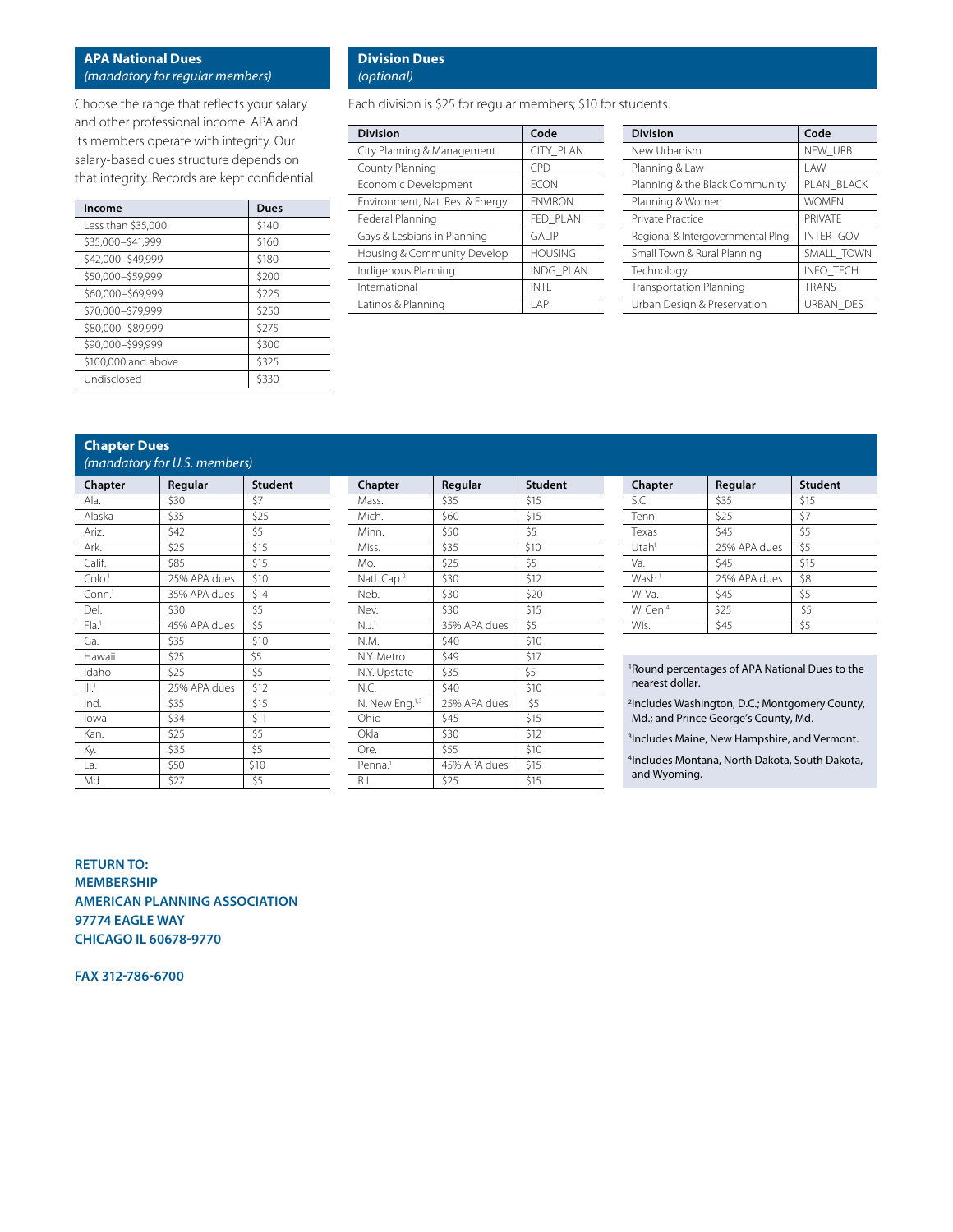## APA National Dues

*(mandatory for regular members)*

Choose the range that reflects your salary and other professional income. APA and its members operate with integrity. Our salary-based dues structure depends on that integrity. Records are kept confidential.

| Income | Dues |
|---|---|
| Less than $35,000 | $140 |
| $35,000–$41,999 | $160 |
| $42,000–$49,999 | $180 |
| $50,000–$59,999 | $200 |
| $60,000–$69,999 | $225 |
| $70,000–$79,999 | $250 |
| $80,000–$89,999 | $275 |
| $90,000–$99,999 | $300 |
| $100,000 and above | $325 |
| Undisclosed | $330 |

## Division Dues

*(optional)*

Each division is $25 for regular members; $10 for students.

| Division | Code |
|---|---|
| City Planning & Management | CITY_PLAN |
| County Planning | CPD |
| Economic Development | ECON |
| Environment, Nat. Res. & Energy | ENVIRON |
| Federal Planning | FED_PLAN |
| Gays & Lesbians in Planning | GALIP |
| Housing & Community Develop. | HOUSING |
| Indigenous Planning | INDG_PLAN |
| International | INTL |
| Latinos & Planning | LAP |
| New Urbanism | NEW_URB |
| Planning & Law | LAW |
| Planning & the Black Community | PLAN_BLACK |
| Planning & Women | WOMEN |
| Private Practice | PRIVATE |
| Regional & Intergovernmental Plng. | INTER_GOV |
| Small Town & Rural Planning | SMALL_TOWN |
| Technology | INFO_TECH |
| Transportation Planning | TRANS |
| Urban Design & Preservation | URBAN_DES |

## Chapter Dues

*(mandatory for U.S. members)*

| Chapter | Regular | Student |
|---|---|---|
| Ala. | $30 | $7 |
| Alaska | $35 | $25 |
| Ariz. | $42 | $5 |
| Ark. | $25 | $15 |
| Calif. | $85 | $15 |
| Colo.[1] | 25% APA dues | $10 |
| Conn.[1] | 35% APA dues | $14 |
| Del. | $30 | $5 |
| Fla.[1] | 45% APA dues | $5 |
| Ga. | $35 | $10 |
| Hawaii | $25 | $5 |
| Idaho | $25 | $5 |
| Ill.[1] | 25% APA dues | $12 |
| Ind. | $35 | $15 |
| Iowa | $34 | $11 |
| Kan. | $25 | $5 |
| Ky. | $35 | $5 |
| La. | $50 | $10 |
| Md. | $27 | $5 |
| Mass. | $35 | $15 |
| Mich. | $60 | $15 |
| Minn. | $50 | $5 |
| Miss. | $35 | $10 |
| Mo. | $25 | $5 |
| Natl. Cap.[2] | $30 | $12 |
| Neb. | $30 | $20 |
| Nev. | $30 | $15 |
| N.J.[1] | 35% APA dues | $5 |
| N.M. | $40 | $10 |
| N.Y. Metro | $49 | $17 |
| N.Y. Upstate | $35 | $5 |
| N.C. | $40 | $10 |
| N. New Eng.[1,3] | 25% APA dues | $5 |
| Ohio | $45 | $15 |
| Okla. | $30 | $12 |
| Ore. | $55 | $10 |
| Penna.[1] | 45% APA dues | $15 |
| R.I. | $25 | $15 |
| S.C. | $35 | $15 |
| Tenn. | $25 | $7 |
| Texas | $45 | $5 |
| Utah[1] | 25% APA dues | $5 |
| Va. | $45 | $15 |
| Wash.[1] | 25% APA dues | $8 |
| W. Va. | $45 | $5 |
| W. Cen.[4] | $25 | $5 |
| Wis. | $45 | $5 |

[1]Round percentages of APA National Dues to the nearest dollar.

[2]Includes Washington, D.C.; Montgomery County, Md.; and Prince George's County, Md.

[3]Includes Maine, New Hampshire, and Vermont.

[4]Includes Montana, North Dakota, South Dakota, and Wyoming.

**RETURN TO:**
**MEMBERSHIP**
**AMERICAN PLANNING ASSOCIATION**
**97774 EAGLE WAY**
**CHICAGO IL 60678-9770**

**FAX 312-786-6700**